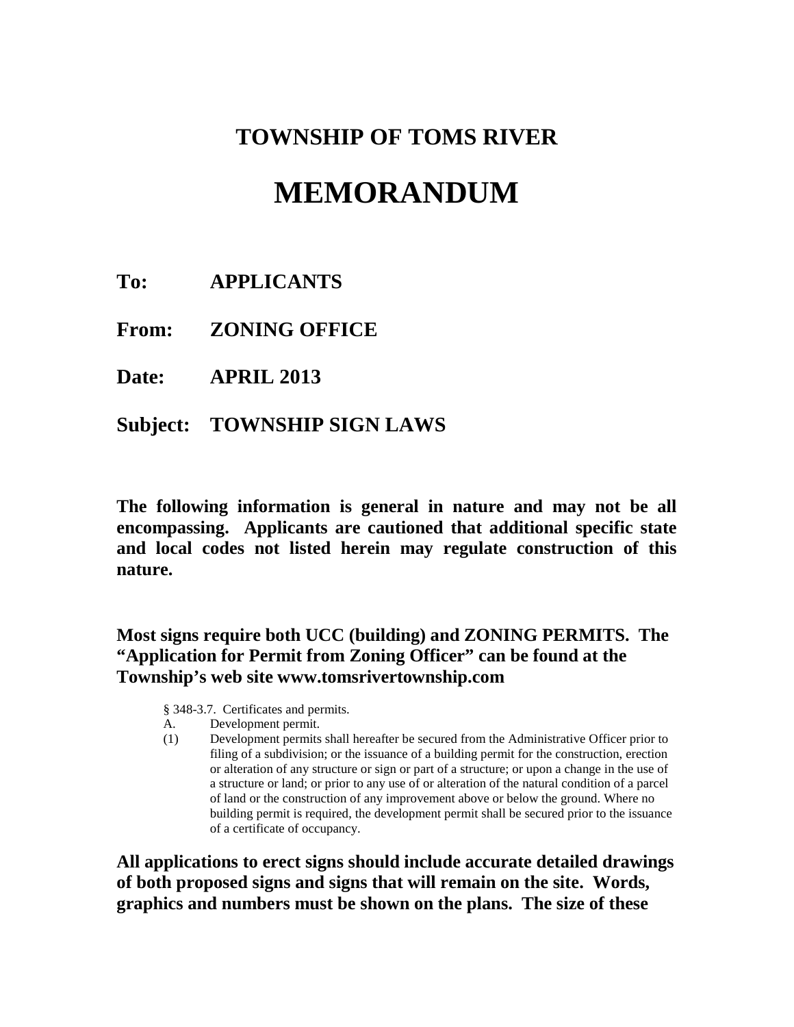# TOWNSHIP OF TOMS RIVER

# MEMORANDUM

**To:** APPLICANTS

**From:** ZONING OFFICE

**Date:** APRIL 2013

**Subject:** TOWNSHIP SIGN LAWS

**The following information is general in nature and may not be all encompassing. Applicants are cautioned that additional specific state and local codes not listed herein may regulate construction of this nature.**

**Most signs require both UCC (building) and ZONING PERMITS. The "Application for Permit from Zoning Officer" can be found at the Township's web site www.tomsrivertownship.com**

§ 348-3.7. Certificates and permits.

A. Development permit.

(1) Development permits shall hereafter be secured from the Administrative Officer prior to filing of a subdivision; or the issuance of a building permit for the construction, erection or alteration of any structure or sign or part of a structure; or upon a change in the use of a structure or land; or prior to any use of or alteration of the natural condition of a parcel of land or the construction of any improvement above or below the ground. Where no building permit is required, the development permit shall be secured prior to the issuance of a certificate of occupancy.

**All applications to erect signs should include accurate detailed drawings of both proposed signs and signs that will remain on the site. Words, graphics and numbers must be shown on the plans. The size of these**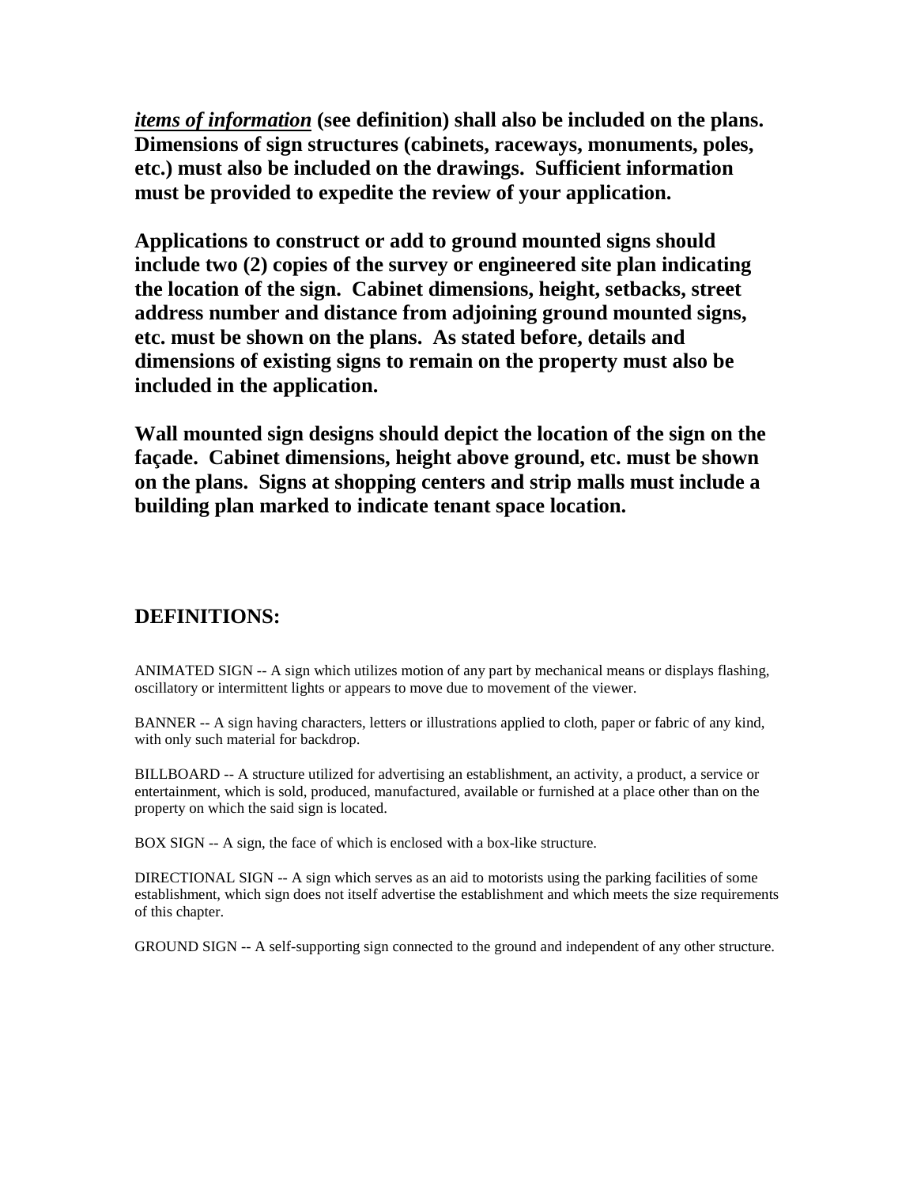***items of information*** **(see definition) shall also be included on the plans. Dimensions of sign structures (cabinets, raceways, monuments, poles, etc.) must also be included on the drawings. Sufficient information must be provided to expedite the review of your application.**

**Applications to construct or add to ground mounted signs should include two (2) copies of the survey or engineered site plan indicating the location of the sign. Cabinet dimensions, height, setbacks, street address number and distance from adjoining ground mounted signs, etc. must be shown on the plans. As stated before, details and dimensions of existing signs to remain on the property must also be included in the application.**

**Wall mounted sign designs should depict the location of the sign on the façade. Cabinet dimensions, height above ground, etc. must be shown on the plans. Signs at shopping centers and strip malls must include a building plan marked to indicate tenant space location.**

## DEFINITIONS:

ANIMATED SIGN -- A sign which utilizes motion of any part by mechanical means or displays flashing, oscillatory or intermittent lights or appears to move due to movement of the viewer.

BANNER -- A sign having characters, letters or illustrations applied to cloth, paper or fabric of any kind, with only such material for backdrop.

BILLBOARD -- A structure utilized for advertising an establishment, an activity, a product, a service or entertainment, which is sold, produced, manufactured, available or furnished at a place other than on the property on which the said sign is located.

BOX SIGN -- A sign, the face of which is enclosed with a box-like structure.

DIRECTIONAL SIGN -- A sign which serves as an aid to motorists using the parking facilities of some establishment, which sign does not itself advertise the establishment and which meets the size requirements of this chapter.

GROUND SIGN -- A self-supporting sign connected to the ground and independent of any other structure.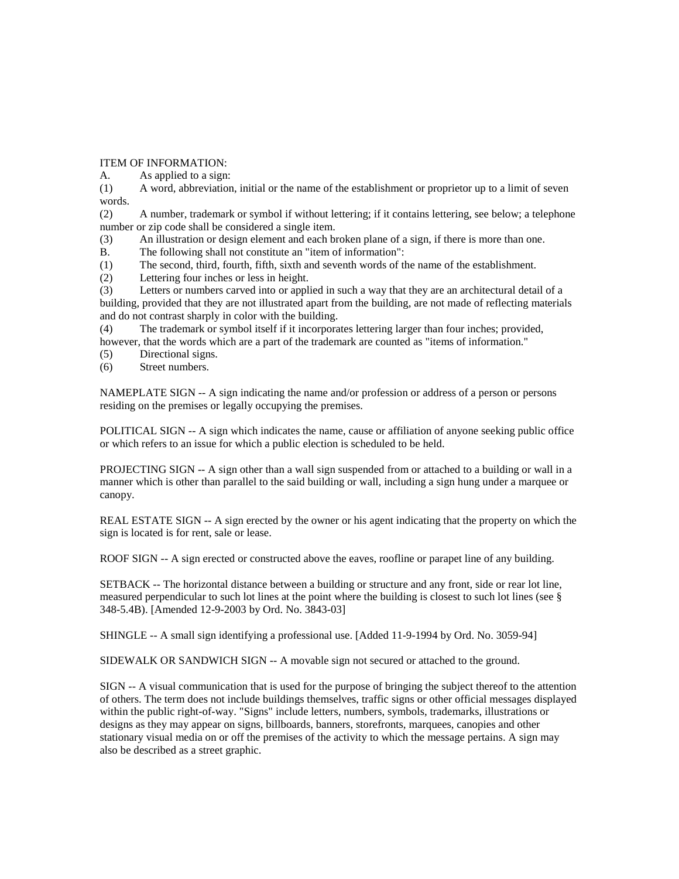ITEM OF INFORMATION:

A. As applied to a sign:

(1) A word, abbreviation, initial or the name of the establishment or proprietor up to a limit of seven words.

(2) A number, trademark or symbol if without lettering; if it contains lettering, see below; a telephone number or zip code shall be considered a single item.

(3) An illustration or design element and each broken plane of a sign, if there is more than one.

B. The following shall not constitute an "item of information":

(1) The second, third, fourth, fifth, sixth and seventh words of the name of the establishment.

(2) Lettering four inches or less in height.

(3) Letters or numbers carved into or applied in such a way that they are an architectural detail of a building, provided that they are not illustrated apart from the building, are not made of reflecting materials and do not contrast sharply in color with the building.

(4) The trademark or symbol itself if it incorporates lettering larger than four inches; provided, however, that the words which are a part of the trademark are counted as "items of information."

(5) Directional signs.

(6) Street numbers.

NAMEPLATE SIGN -- A sign indicating the name and/or profession or address of a person or persons residing on the premises or legally occupying the premises.

POLITICAL SIGN -- A sign which indicates the name, cause or affiliation of anyone seeking public office or which refers to an issue for which a public election is scheduled to be held.

PROJECTING SIGN -- A sign other than a wall sign suspended from or attached to a building or wall in a manner which is other than parallel to the said building or wall, including a sign hung under a marquee or canopy.

REAL ESTATE SIGN -- A sign erected by the owner or his agent indicating that the property on which the sign is located is for rent, sale or lease.

ROOF SIGN -- A sign erected or constructed above the eaves, roofline or parapet line of any building.

SETBACK -- The horizontal distance between a building or structure and any front, side or rear lot line, measured perpendicular to such lot lines at the point where the building is closest to such lot lines (see § 348-5.4B). [Amended 12-9-2003 by Ord. No. 3843-03]

SHINGLE -- A small sign identifying a professional use. [Added 11-9-1994 by Ord. No. 3059-94]

SIDEWALK OR SANDWICH SIGN -- A movable sign not secured or attached to the ground.

SIGN -- A visual communication that is used for the purpose of bringing the subject thereof to the attention of others. The term does not include buildings themselves, traffic signs or other official messages displayed within the public right-of-way. "Signs" include letters, numbers, symbols, trademarks, illustrations or designs as they may appear on signs, billboards, banners, storefronts, marquees, canopies and other stationary visual media on or off the premises of the activity to which the message pertains. A sign may also be described as a street graphic.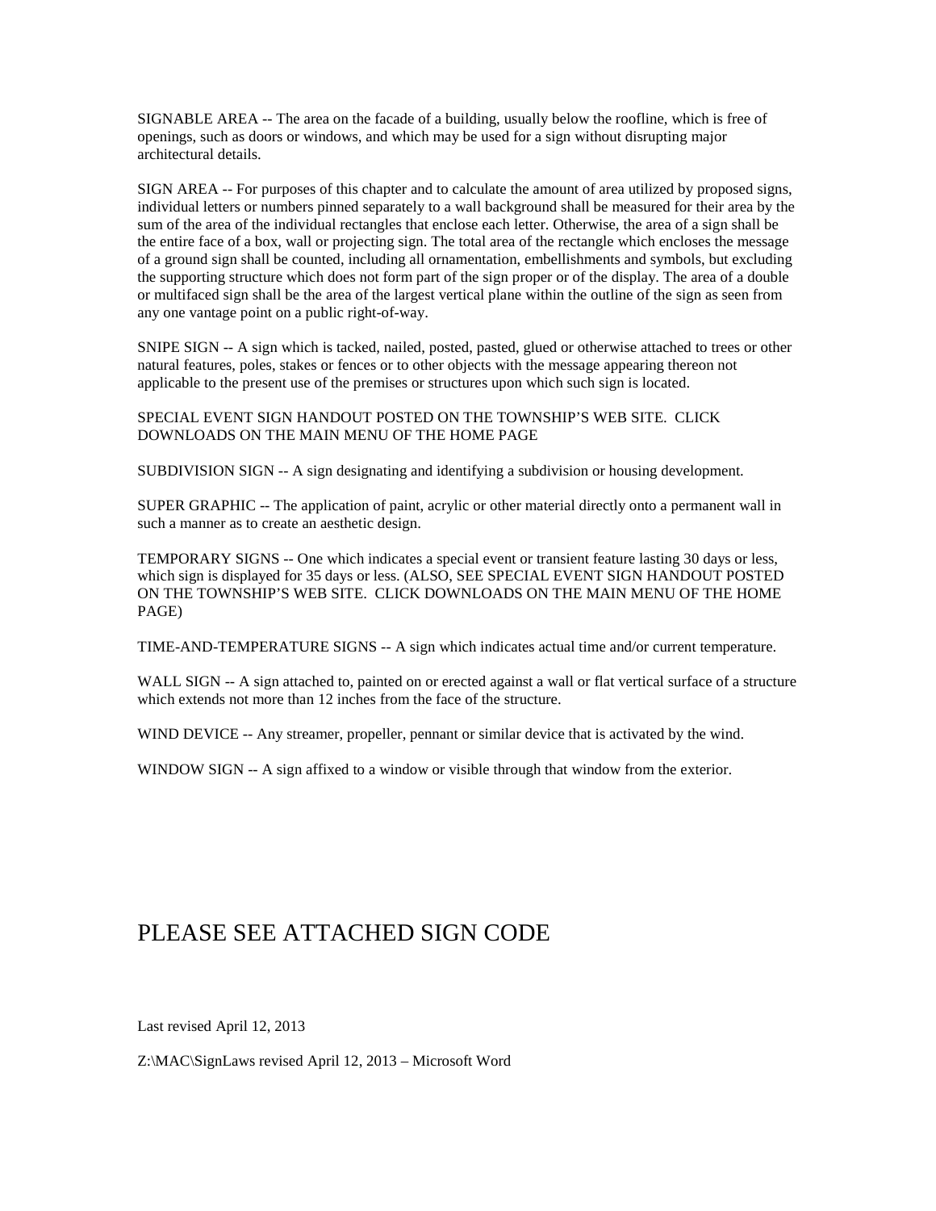SIGNABLE AREA -- The area on the facade of a building, usually below the roofline, which is free of openings, such as doors or windows, and which may be used for a sign without disrupting major architectural details.

SIGN AREA -- For purposes of this chapter and to calculate the amount of area utilized by proposed signs, individual letters or numbers pinned separately to a wall background shall be measured for their area by the sum of the area of the individual rectangles that enclose each letter. Otherwise, the area of a sign shall be the entire face of a box, wall or projecting sign. The total area of the rectangle which encloses the message of a ground sign shall be counted, including all ornamentation, embellishments and symbols, but excluding the supporting structure which does not form part of the sign proper or of the display. The area of a double or multifaced sign shall be the area of the largest vertical plane within the outline of the sign as seen from any one vantage point on a public right-of-way.

SNIPE SIGN -- A sign which is tacked, nailed, posted, pasted, glued or otherwise attached to trees or other natural features, poles, stakes or fences or to other objects with the message appearing thereon not applicable to the present use of the premises or structures upon which such sign is located.

SPECIAL EVENT SIGN HANDOUT POSTED ON THE TOWNSHIP'S WEB SITE. CLICK DOWNLOADS ON THE MAIN MENU OF THE HOME PAGE

SUBDIVISION SIGN -- A sign designating and identifying a subdivision or housing development.

SUPER GRAPHIC -- The application of paint, acrylic or other material directly onto a permanent wall in such a manner as to create an aesthetic design.

TEMPORARY SIGNS -- One which indicates a special event or transient feature lasting 30 days or less, which sign is displayed for 35 days or less. (ALSO, SEE SPECIAL EVENT SIGN HANDOUT POSTED ON THE TOWNSHIP'S WEB SITE. CLICK DOWNLOADS ON THE MAIN MENU OF THE HOME PAGE)

TIME-AND-TEMPERATURE SIGNS -- A sign which indicates actual time and/or current temperature.

WALL SIGN -- A sign attached to, painted on or erected against a wall or flat vertical surface of a structure which extends not more than 12 inches from the face of the structure.

WIND DEVICE -- Any streamer, propeller, pennant or similar device that is activated by the wind.

WINDOW SIGN -- A sign affixed to a window or visible through that window from the exterior.

# PLEASE SEE ATTACHED SIGN CODE

Last revised April 12, 2013

Z:\MAC\SignLaws revised April 12, 2013 – Microsoft Word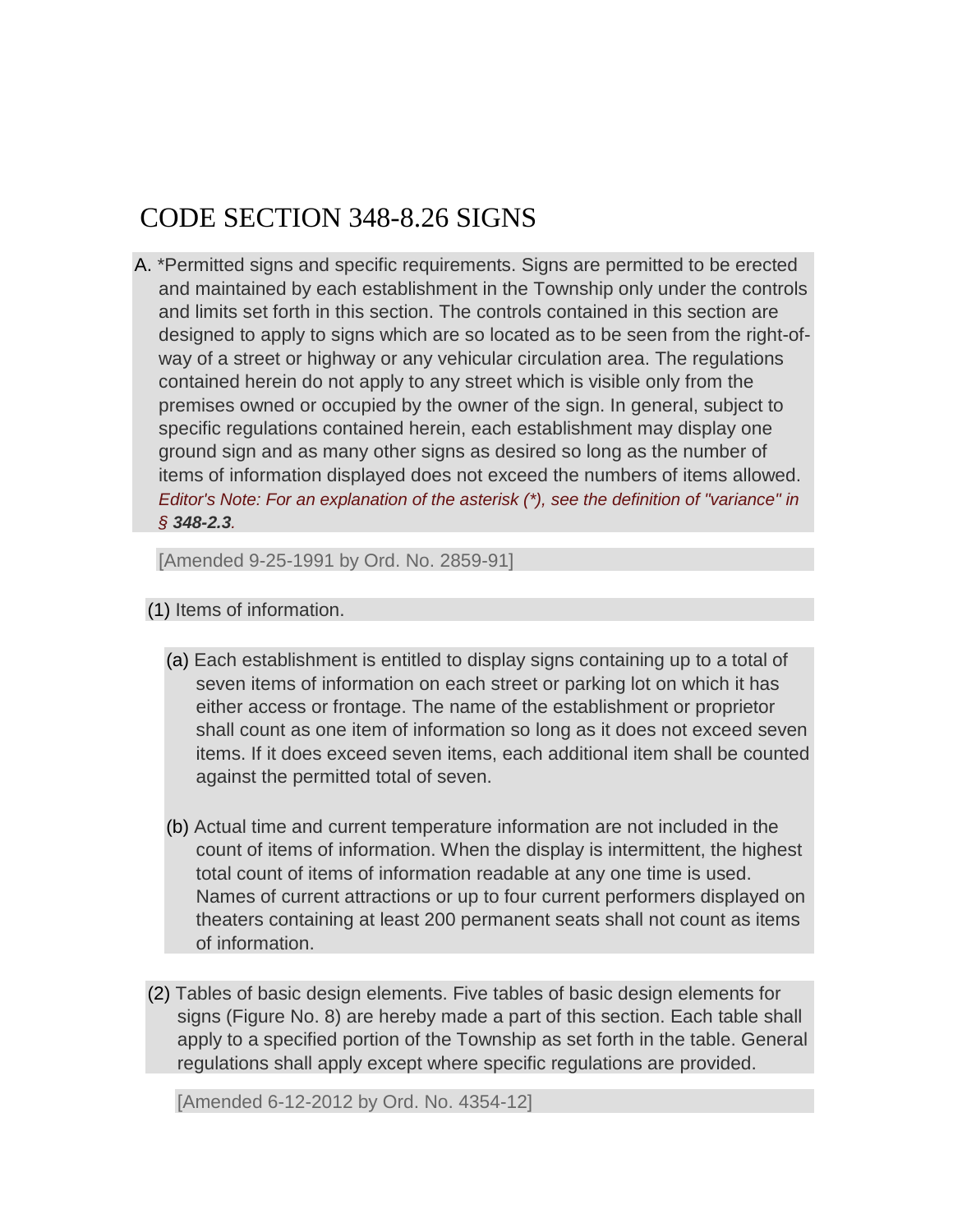# CODE SECTION 348-8.26 SIGNS

A. *Permitted signs and specific requirements. Signs are permitted to be erected and maintained by each establishment in the Township only under the controls and limits set forth in this section. The controls contained in this section are designed to apply to signs which are so located as to be seen from the right-of-way of a street or highway or any vehicular circulation area. The regulations contained herein do not apply to any street which is visible only from the premises owned or occupied by the owner of the sign. In general, subject to specific regulations contained herein, each establishment may display one ground sign and as many other signs as desired so long as the number of items of information displayed does not exceed the numbers of items allowed. *Editor's Note: For an explanation of the asterisk (*), see the definition of "variance" in § **348-2.3**.*

[Amended 9-25-1991 by Ord. No. 2859-91]

(1) Items of information.

(a) Each establishment is entitled to display signs containing up to a total of seven items of information on each street or parking lot on which it has either access or frontage. The name of the establishment or proprietor shall count as one item of information so long as it does not exceed seven items. If it does exceed seven items, each additional item shall be counted against the permitted total of seven.

(b) Actual time and current temperature information are not included in the count of items of information. When the display is intermittent, the highest total count of items of information readable at any one time is used. Names of current attractions or up to four current performers displayed on theaters containing at least 200 permanent seats shall not count as items of information.

(2) Tables of basic design elements. Five tables of basic design elements for signs (Figure No. 8) are hereby made a part of this section. Each table shall apply to a specified portion of the Township as set forth in the table. General regulations shall apply except where specific regulations are provided.

[Amended 6-12-2012 by Ord. No. 4354-12]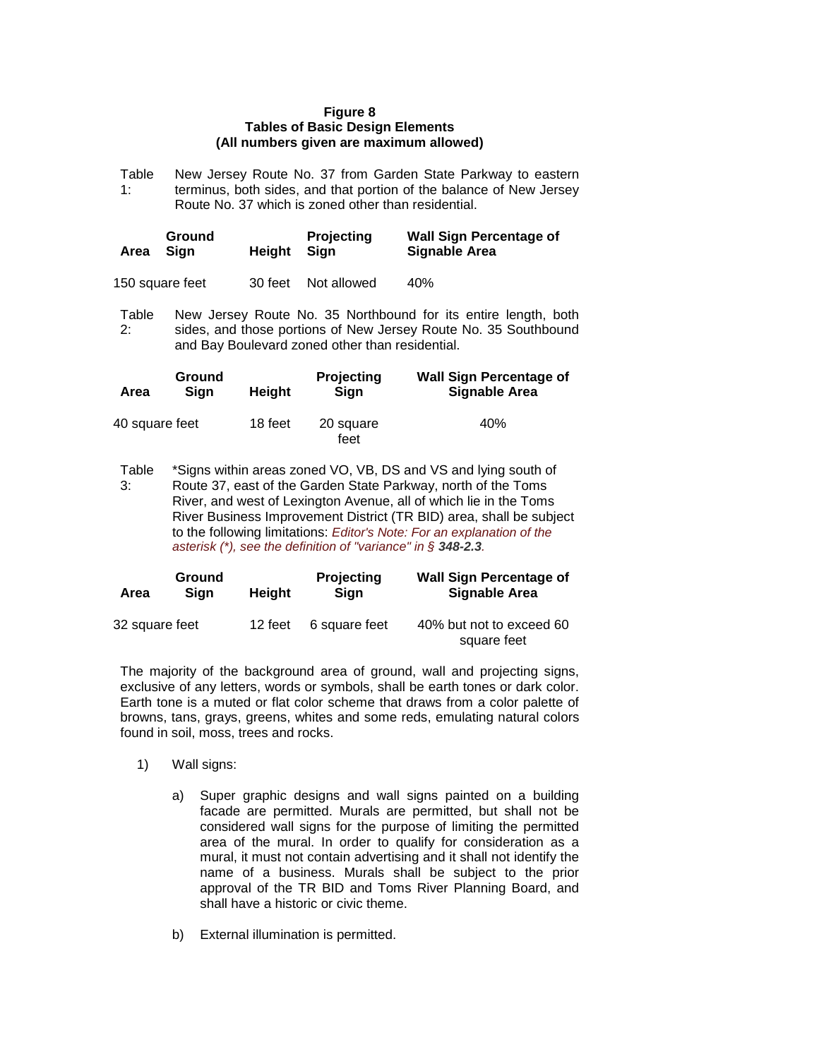**Figure 8**
**Tables of Basic Design Elements**
**(All numbers given are maximum allowed)**

Table 1: New Jersey Route No. 37 from Garden State Parkway to eastern terminus, both sides, and that portion of the balance of New Jersey Route No. 37 which is zoned other than residential.

| Area | Ground Sign | Height | Projecting Sign | Wall Sign Percentage of Signable Area |
|---|---|---|---|---|
| 150 square feet | | 30 feet | Not allowed | 40% |

Table 2: New Jersey Route No. 35 Northbound for its entire length, both sides, and those portions of New Jersey Route No. 35 Southbound and Bay Boulevard zoned other than residential.

| Area | Ground Sign | Height | Projecting Sign | Wall Sign Percentage of Signable Area |
|---|---|---|---|---|
| 40 square feet | | 18 feet | 20 square feet | 40% |

Table 3: *Signs within areas zoned VO, VB, DS and VS and lying south of Route 37, east of the Garden State Parkway, north of the Toms River, and west of Lexington Avenue, all of which lie in the Toms River Business Improvement District (TR BID) area, shall be subject to the following limitations: *Editor's Note: For an explanation of the asterisk (*), see the definition of "variance" in § **348-2.3**.*

| Area | Ground Sign | Height | Projecting Sign | Wall Sign Percentage of Signable Area |
|---|---|---|---|---|
| 32 square feet | | 12 feet | 6 square feet | 40% but not to exceed 60 square feet |

The majority of the background area of ground, wall and projecting signs, exclusive of any letters, words or symbols, shall be earth tones or dark color. Earth tone is a muted or flat color scheme that draws from a color palette of browns, tans, grays, greens, whites and some reds, emulating natural colors found in soil, moss, trees and rocks.

1) Wall signs:

   a) Super graphic designs and wall signs painted on a building facade are permitted. Murals are permitted, but shall not be considered wall signs for the purpose of limiting the permitted area of the mural. In order to qualify for consideration as a mural, it must not contain advertising and it shall not identify the name of a business. Murals shall be subject to the prior approval of the TR BID and Toms River Planning Board, and shall have a historic or civic theme.

   b) External illumination is permitted.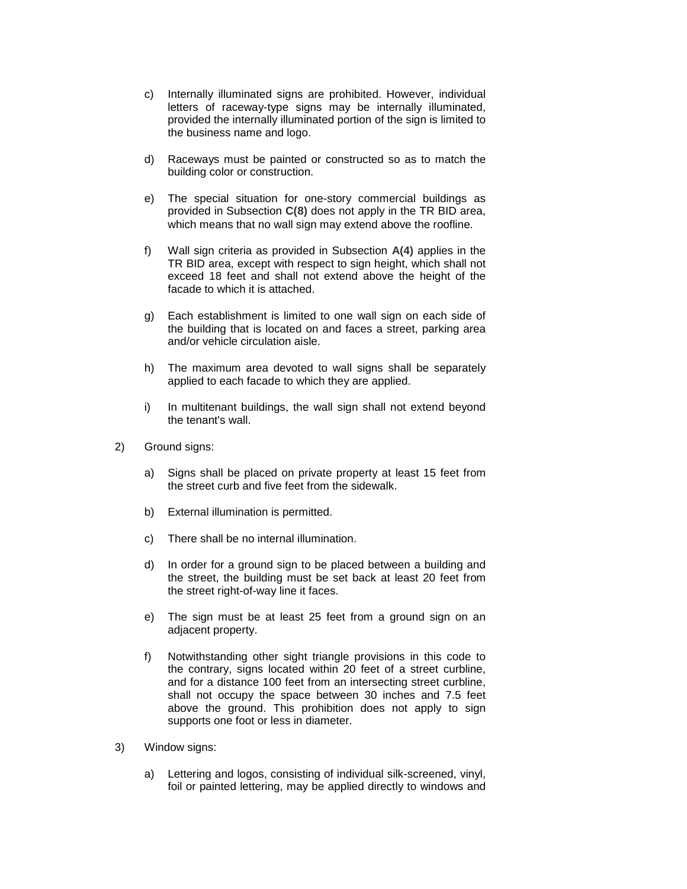c) Internally illuminated signs are prohibited. However, individual letters of raceway-type signs may be internally illuminated, provided the internally illuminated portion of the sign is limited to the business name and logo.

d) Raceways must be painted or constructed so as to match the building color or construction.

e) The special situation for one-story commercial buildings as provided in Subsection **C(8)** does not apply in the TR BID area, which means that no wall sign may extend above the roofline.

f) Wall sign criteria as provided in Subsection **A(4)** applies in the TR BID area, except with respect to sign height, which shall not exceed 18 feet and shall not extend above the height of the facade to which it is attached.

g) Each establishment is limited to one wall sign on each side of the building that is located on and faces a street, parking area and/or vehicle circulation aisle.

h) The maximum area devoted to wall signs shall be separately applied to each facade to which they are applied.

i) In multitenant buildings, the wall sign shall not extend beyond the tenant's wall.

2) Ground signs:

a) Signs shall be placed on private property at least 15 feet from the street curb and five feet from the sidewalk.

b) External illumination is permitted.

c) There shall be no internal illumination.

d) In order for a ground sign to be placed between a building and the street, the building must be set back at least 20 feet from the street right-of-way line it faces.

e) The sign must be at least 25 feet from a ground sign on an adjacent property.

f) Notwithstanding other sight triangle provisions in this code to the contrary, signs located within 20 feet of a street curbline, and for a distance 100 feet from an intersecting street curbline, shall not occupy the space between 30 inches and 7.5 feet above the ground. This prohibition does not apply to sign supports one foot or less in diameter.

3) Window signs:

a) Lettering and logos, consisting of individual silk-screened, vinyl, foil or painted lettering, may be applied directly to windows and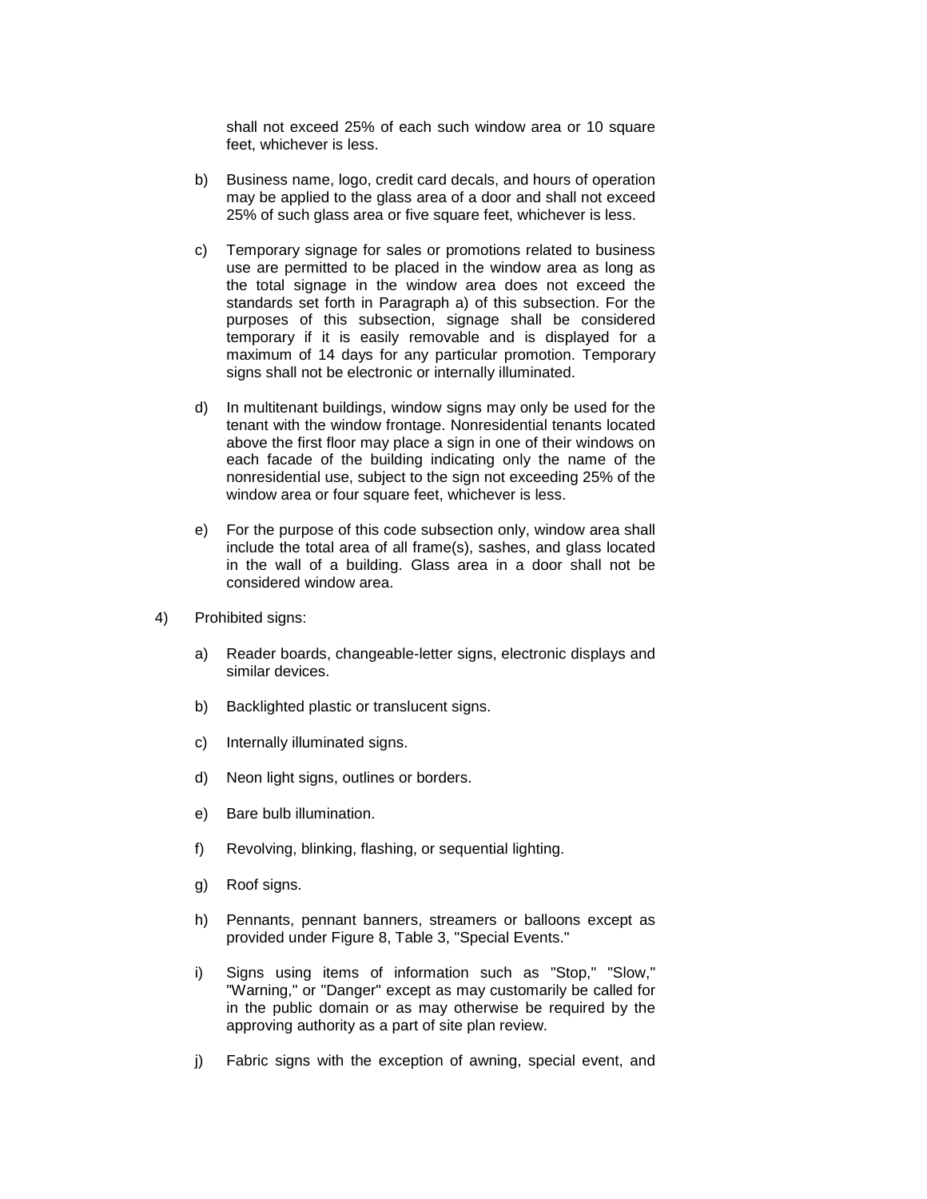shall not exceed 25% of each such window area or 10 square feet, whichever is less.

b) Business name, logo, credit card decals, and hours of operation may be applied to the glass area of a door and shall not exceed 25% of such glass area or five square feet, whichever is less.

c) Temporary signage for sales or promotions related to business use are permitted to be placed in the window area as long as the total signage in the window area does not exceed the standards set forth in Paragraph a) of this subsection. For the purposes of this subsection, signage shall be considered temporary if it is easily removable and is displayed for a maximum of 14 days for any particular promotion. Temporary signs shall not be electronic or internally illuminated.

d) In multitenant buildings, window signs may only be used for the tenant with the window frontage. Nonresidential tenants located above the first floor may place a sign in one of their windows on each facade of the building indicating only the name of the nonresidential use, subject to the sign not exceeding 25% of the window area or four square feet, whichever is less.

e) For the purpose of this code subsection only, window area shall include the total area of all frame(s), sashes, and glass located in the wall of a building. Glass area in a door shall not be considered window area.

4) Prohibited signs:

a) Reader boards, changeable-letter signs, electronic displays and similar devices.

b) Backlighted plastic or translucent signs.

c) Internally illuminated signs.

d) Neon light signs, outlines or borders.

e) Bare bulb illumination.

f) Revolving, blinking, flashing, or sequential lighting.

g) Roof signs.

h) Pennants, pennant banners, streamers or balloons except as provided under Figure 8, Table 3, "Special Events."

i) Signs using items of information such as "Stop," "Slow," "Warning," or "Danger" except as may customarily be called for in the public domain or as may otherwise be required by the approving authority as a part of site plan review.

j) Fabric signs with the exception of awning, special event, and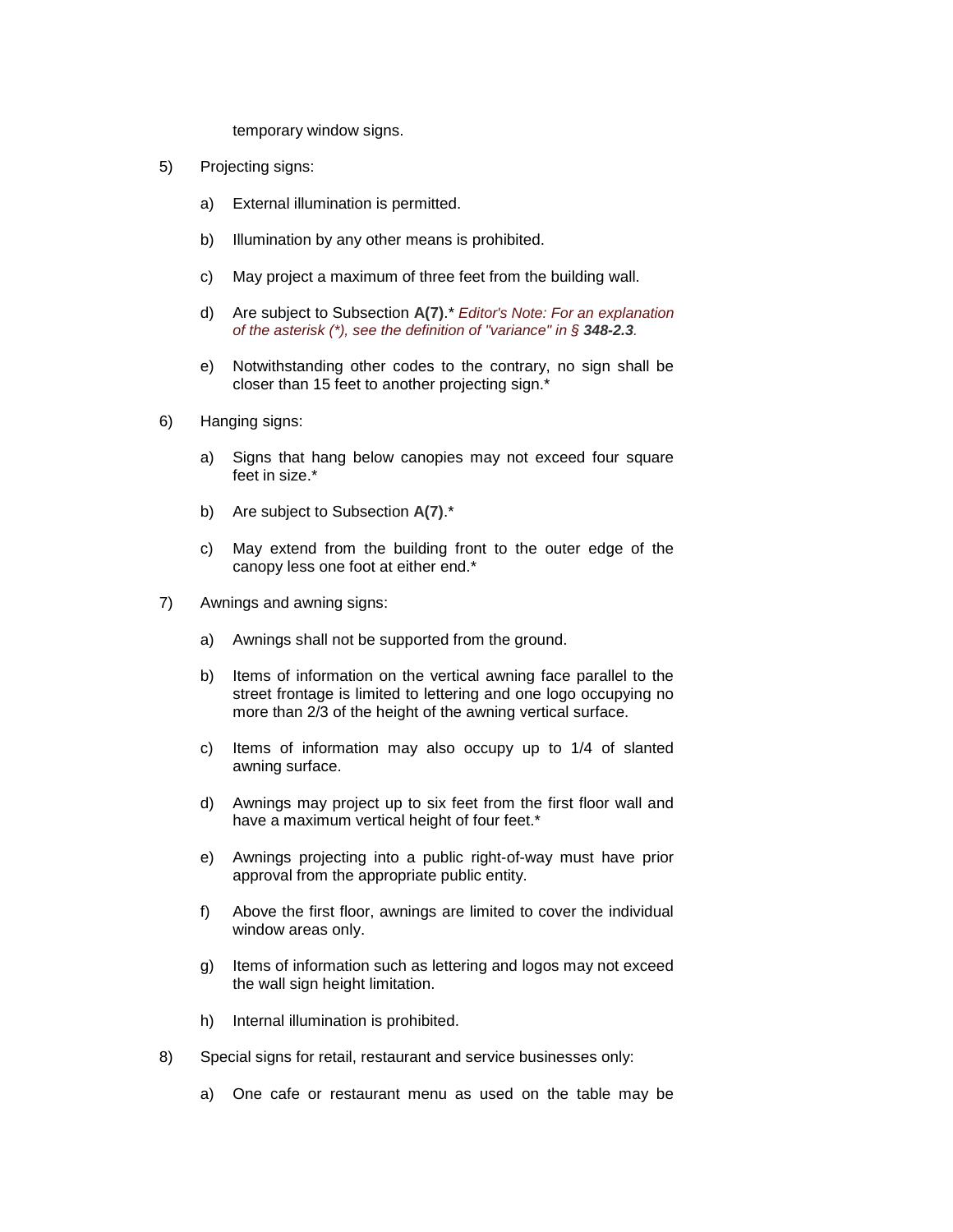temporary window signs.

5) Projecting signs:

   a) External illumination is permitted.

   b) Illumination by any other means is prohibited.

   c) May project a maximum of three feet from the building wall.

   d) Are subject to Subsection **A(7)**.* *Editor's Note: For an explanation of the asterisk (*), see the definition of "variance" in § **348-2.3**.*

   e) Notwithstanding other codes to the contrary, no sign shall be closer than 15 feet to another projecting sign.*

6) Hanging signs:

   a) Signs that hang below canopies may not exceed four square feet in size.*

   b) Are subject to Subsection **A(7)**.*

   c) May extend from the building front to the outer edge of the canopy less one foot at either end.*

7) Awnings and awning signs:

   a) Awnings shall not be supported from the ground.

   b) Items of information on the vertical awning face parallel to the street frontage is limited to lettering and one logo occupying no more than 2/3 of the height of the awning vertical surface.

   c) Items of information may also occupy up to 1/4 of slanted awning surface.

   d) Awnings may project up to six feet from the first floor wall and have a maximum vertical height of four feet.*

   e) Awnings projecting into a public right-of-way must have prior approval from the appropriate public entity.

   f) Above the first floor, awnings are limited to cover the individual window areas only.

   g) Items of information such as lettering and logos may not exceed the wall sign height limitation.

   h) Internal illumination is prohibited.

8) Special signs for retail, restaurant and service businesses only:

   a) One cafe or restaurant menu as used on the table may be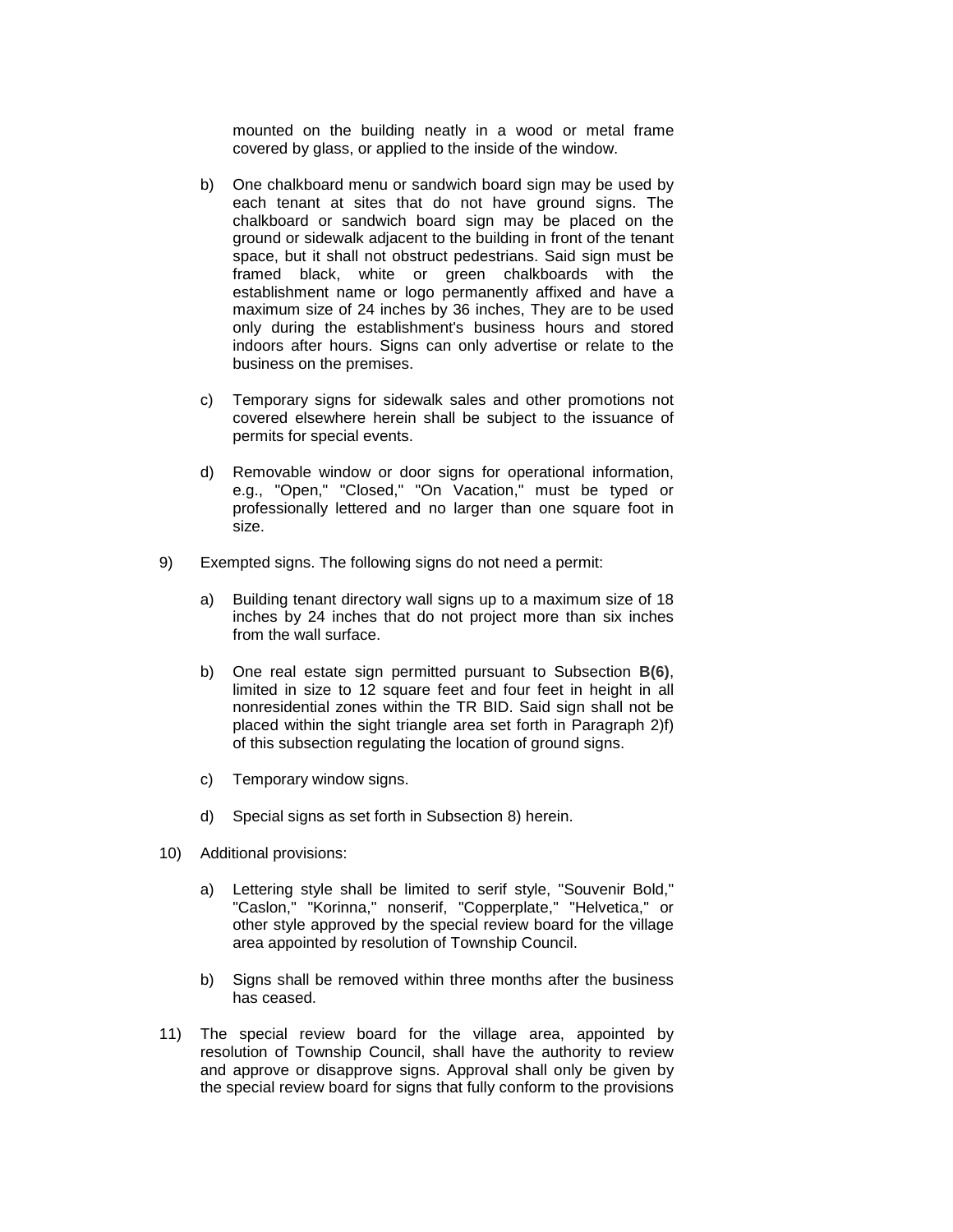mounted on the building neatly in a wood or metal frame covered by glass, or applied to the inside of the window.

b) One chalkboard menu or sandwich board sign may be used by each tenant at sites that do not have ground signs. The chalkboard or sandwich board sign may be placed on the ground or sidewalk adjacent to the building in front of the tenant space, but it shall not obstruct pedestrians. Said sign must be framed black, white or green chalkboards with the establishment name or logo permanently affixed and have a maximum size of 24 inches by 36 inches, They are to be used only during the establishment's business hours and stored indoors after hours. Signs can only advertise or relate to the business on the premises.

c) Temporary signs for sidewalk sales and other promotions not covered elsewhere herein shall be subject to the issuance of permits for special events.

d) Removable window or door signs for operational information, e.g., "Open," "Closed," "On Vacation," must be typed or professionally lettered and no larger than one square foot in size.

9) Exempted signs. The following signs do not need a permit:

a) Building tenant directory wall signs up to a maximum size of 18 inches by 24 inches that do not project more than six inches from the wall surface.

b) One real estate sign permitted pursuant to Subsection **B(6)**, limited in size to 12 square feet and four feet in height in all nonresidential zones within the TR BID. Said sign shall not be placed within the sight triangle area set forth in Paragraph 2)f) of this subsection regulating the location of ground signs.

c) Temporary window signs.

d) Special signs as set forth in Subsection 8) herein.

10) Additional provisions:

a) Lettering style shall be limited to serif style, "Souvenir Bold," "Caslon," "Korinna," nonserif, "Copperplate," "Helvetica," or other style approved by the special review board for the village area appointed by resolution of Township Council.

b) Signs shall be removed within three months after the business has ceased.

11) The special review board for the village area, appointed by resolution of Township Council, shall have the authority to review and approve or disapprove signs. Approval shall only be given by the special review board for signs that fully conform to the provisions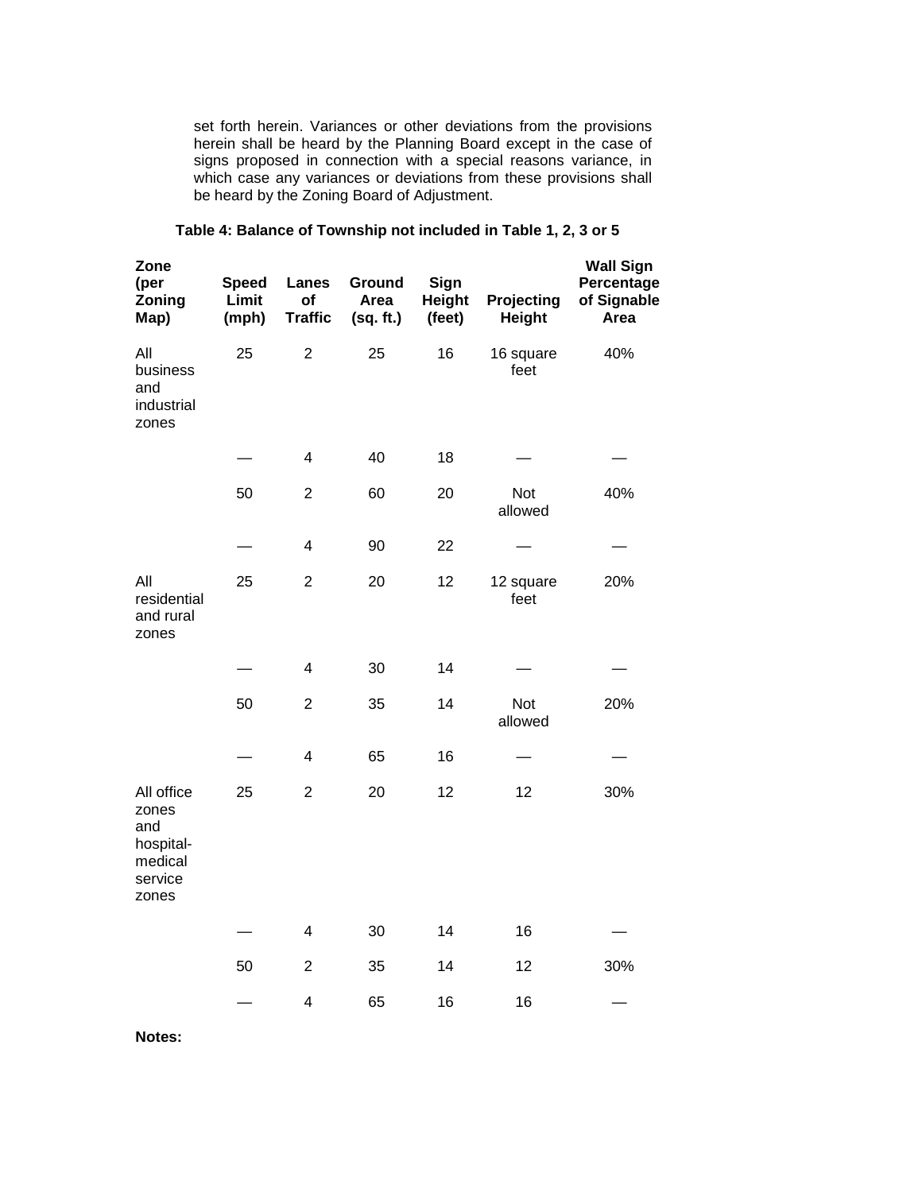set forth herein. Variances or other deviations from the provisions herein shall be heard by the Planning Board except in the case of signs proposed in connection with a special reasons variance, in which case any variances or deviations from these provisions shall be heard by the Zoning Board of Adjustment.

**Table 4: Balance of Township not included in Table 1, 2, 3 or 5**

| Zone (per Zoning Map) | Speed Limit (mph) | Lanes of Traffic | Ground Area (sq. ft.) | Sign Height (feet) | Projecting Height | Wall Sign Percentage of Signable Area |
|---|---|---|---|---|---|---|
| All business and industrial zones | 25 | 2 | 25 | 16 | 16 square feet | 40% |
| | — | 4 | 40 | 18 | — | — |
| | 50 | 2 | 60 | 20 | Not allowed | 40% |
| | — | 4 | 90 | 22 | — | — |
| All residential and rural zones | 25 | 2 | 20 | 12 | 12 square feet | 20% |
| | — | 4 | 30 | 14 | — | — |
| | 50 | 2 | 35 | 14 | Not allowed | 20% |
| | — | 4 | 65 | 16 | — | — |
| All office zones and hospital-medical service zones | 25 | 2 | 20 | 12 | 12 | 30% |
| | — | 4 | 30 | 14 | 16 | — |
| | 50 | 2 | 35 | 14 | 12 | 30% |
| | — | 4 | 65 | 16 | 16 | — |

**Notes:**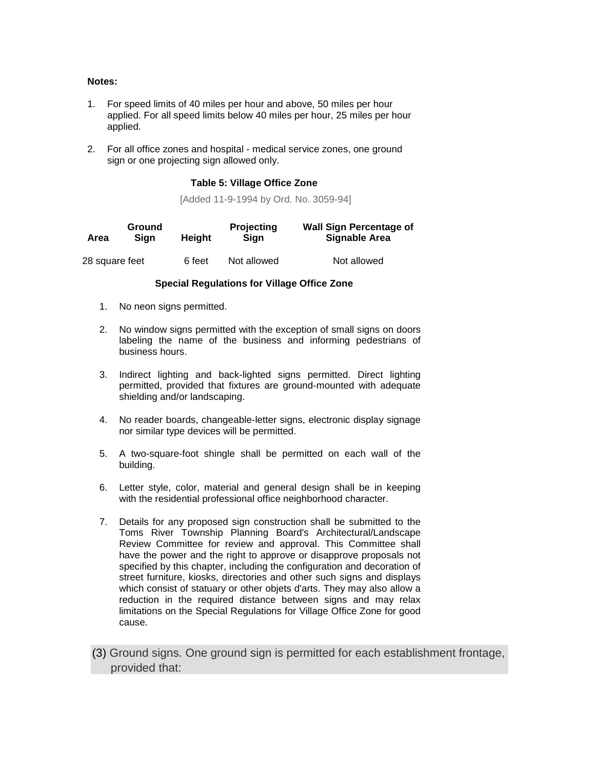**Notes:**

1. For speed limits of 40 miles per hour and above, 50 miles per hour applied. For all speed limits below 40 miles per hour, 25 miles per hour applied.

2. For all office zones and hospital - medical service zones, one ground sign or one projecting sign allowed only.

**Table 5: Village Office Zone**

[Added 11-9-1994 by Ord. No. 3059-94]

| Area | Ground Sign | Height | Projecting Sign | Wall Sign Percentage of Signable Area |
|---|---|---|---|---|
| 28 square feet | | 6 feet | Not allowed | Not allowed |

**Special Regulations for Village Office Zone**

1. No neon signs permitted.

2. No window signs permitted with the exception of small signs on doors labeling the name of the business and informing pedestrians of business hours.

3. Indirect lighting and back-lighted signs permitted. Direct lighting permitted, provided that fixtures are ground-mounted with adequate shielding and/or landscaping.

4. No reader boards, changeable-letter signs, electronic display signage nor similar type devices will be permitted.

5. A two-square-foot shingle shall be permitted on each wall of the building.

6. Letter style, color, material and general design shall be in keeping with the residential professional office neighborhood character.

7. Details for any proposed sign construction shall be submitted to the Toms River Township Planning Board's Architectural/Landscape Review Committee for review and approval. This Committee shall have the power and the right to approve or disapprove proposals not specified by this chapter, including the configuration and decoration of street furniture, kiosks, directories and other such signs and displays which consist of statuary or other objets d'arts. They may also allow a reduction in the required distance between signs and may relax limitations on the Special Regulations for Village Office Zone for good cause.

(3) Ground signs. One ground sign is permitted for each establishment frontage, provided that: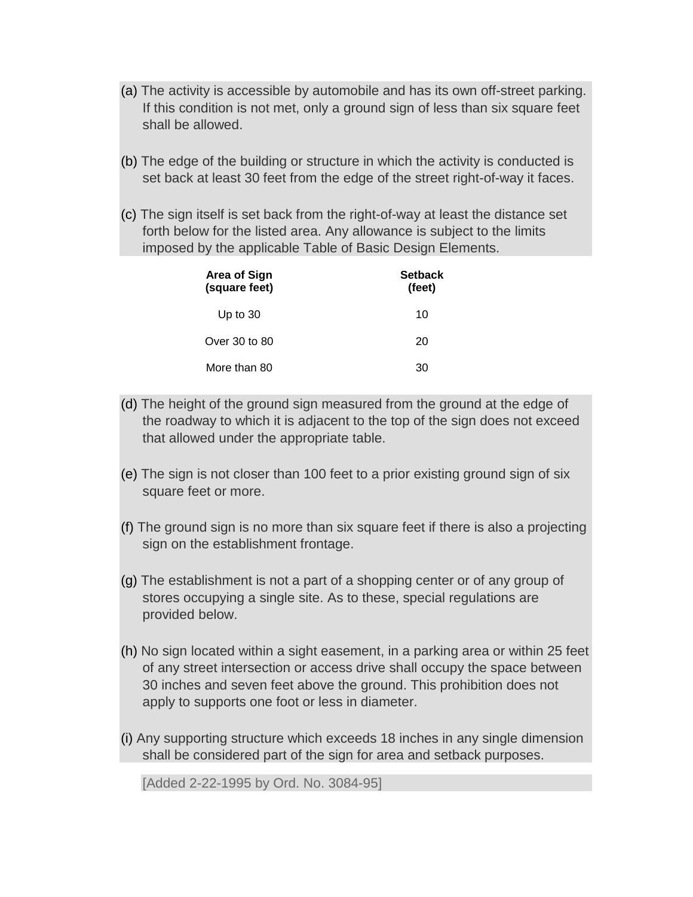(a) The activity is accessible by automobile and has its own off-street parking. If this condition is not met, only a ground sign of less than six square feet shall be allowed.

(b) The edge of the building or structure in which the activity is conducted is set back at least 30 feet from the edge of the street right-of-way it faces.

(c) The sign itself is set back from the right-of-way at least the distance set forth below for the listed area. Any allowance is subject to the limits imposed by the applicable Table of Basic Design Elements.

| Area of Sign (square feet) | Setback (feet) |
|---|---|
| Up to 30 | 10 |
| Over 30 to 80 | 20 |
| More than 80 | 30 |

(d) The height of the ground sign measured from the ground at the edge of the roadway to which it is adjacent to the top of the sign does not exceed that allowed under the appropriate table.

(e) The sign is not closer than 100 feet to a prior existing ground sign of six square feet or more.

(f) The ground sign is no more than six square feet if there is also a projecting sign on the establishment frontage.

(g) The establishment is not a part of a shopping center or of any group of stores occupying a single site. As to these, special regulations are provided below.

(h) No sign located within a sight easement, in a parking area or within 25 feet of any street intersection or access drive shall occupy the space between 30 inches and seven feet above the ground. This prohibition does not apply to supports one foot or less in diameter.

(i) Any supporting structure which exceeds 18 inches in any single dimension shall be considered part of the sign for area and setback purposes.

[Added 2-22-1995 by Ord. No. 3084-95]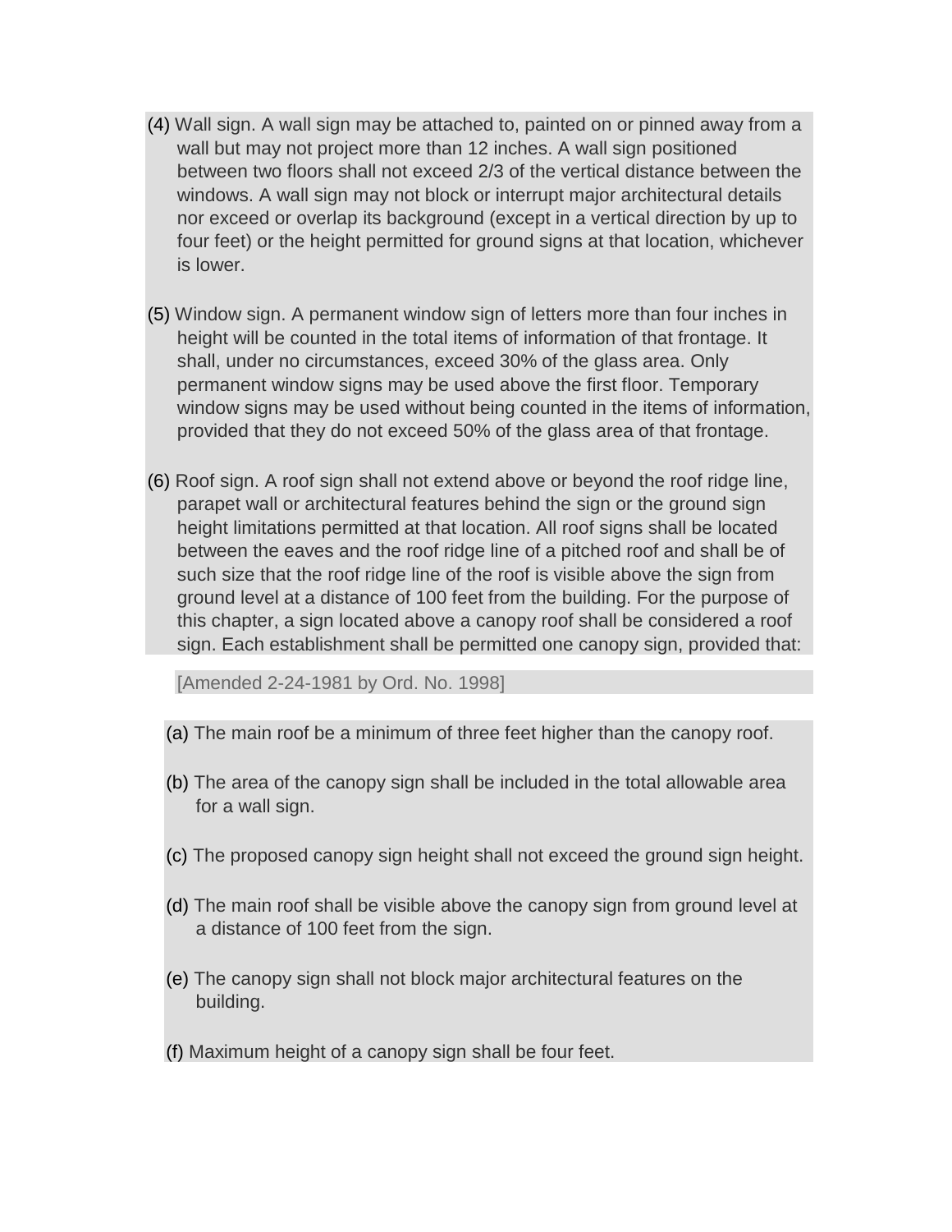(4) Wall sign. A wall sign may be attached to, painted on or pinned away from a wall but may not project more than 12 inches. A wall sign positioned between two floors shall not exceed 2/3 of the vertical distance between the windows. A wall sign may not block or interrupt major architectural details nor exceed or overlap its background (except in a vertical direction by up to four feet) or the height permitted for ground signs at that location, whichever is lower.

(5) Window sign. A permanent window sign of letters more than four inches in height will be counted in the total items of information of that frontage. It shall, under no circumstances, exceed 30% of the glass area. Only permanent window signs may be used above the first floor. Temporary window signs may be used without being counted in the items of information, provided that they do not exceed 50% of the glass area of that frontage.

(6) Roof sign. A roof sign shall not extend above or beyond the roof ridge line, parapet wall or architectural features behind the sign or the ground sign height limitations permitted at that location. All roof signs shall be located between the eaves and the roof ridge line of a pitched roof and shall be of such size that the roof ridge line of the roof is visible above the sign from ground level at a distance of 100 feet from the building. For the purpose of this chapter, a sign located above a canopy roof shall be considered a roof sign. Each establishment shall be permitted one canopy sign, provided that:

[Amended 2-24-1981 by Ord. No. 1998]

(a) The main roof be a minimum of three feet higher than the canopy roof.

(b) The area of the canopy sign shall be included in the total allowable area for a wall sign.

(c) The proposed canopy sign height shall not exceed the ground sign height.

(d) The main roof shall be visible above the canopy sign from ground level at a distance of 100 feet from the sign.

(e) The canopy sign shall not block major architectural features on the building.

(f) Maximum height of a canopy sign shall be four feet.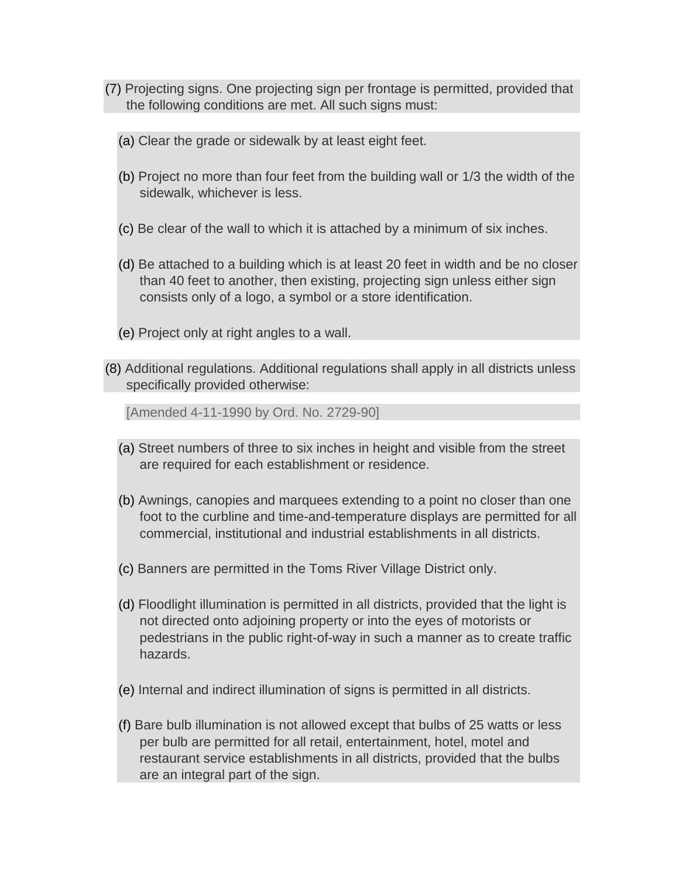(7) Projecting signs. One projecting sign per frontage is permitted, provided that the following conditions are met. All such signs must:

(a) Clear the grade or sidewalk by at least eight feet.

(b) Project no more than four feet from the building wall or 1/3 the width of the sidewalk, whichever is less.

(c) Be clear of the wall to which it is attached by a minimum of six inches.

(d) Be attached to a building which is at least 20 feet in width and be no closer than 40 feet to another, then existing, projecting sign unless either sign consists only of a logo, a symbol or a store identification.

(e) Project only at right angles to a wall.

(8) Additional regulations. Additional regulations shall apply in all districts unless specifically provided otherwise:

[Amended 4-11-1990 by Ord. No. 2729-90]

(a) Street numbers of three to six inches in height and visible from the street are required for each establishment or residence.

(b) Awnings, canopies and marquees extending to a point no closer than one foot to the curbline and time-and-temperature displays are permitted for all commercial, institutional and industrial establishments in all districts.

(c) Banners are permitted in the Toms River Village District only.

(d) Floodlight illumination is permitted in all districts, provided that the light is not directed onto adjoining property or into the eyes of motorists or pedestrians in the public right-of-way in such a manner as to create traffic hazards.

(e) Internal and indirect illumination of signs is permitted in all districts.

(f) Bare bulb illumination is not allowed except that bulbs of 25 watts or less per bulb are permitted for all retail, entertainment, hotel, motel and restaurant service establishments in all districts, provided that the bulbs are an integral part of the sign.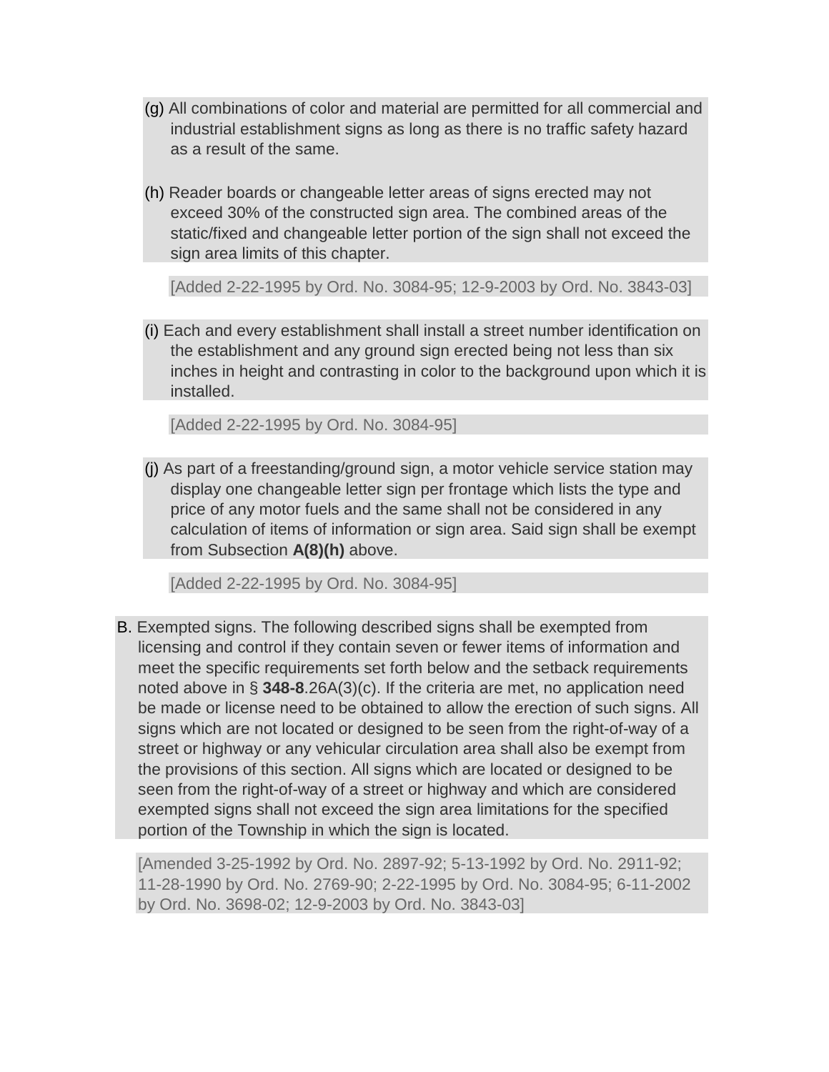(g) All combinations of color and material are permitted for all commercial and industrial establishment signs as long as there is no traffic safety hazard as a result of the same.

(h) Reader boards or changeable letter areas of signs erected may not exceed 30% of the constructed sign area. The combined areas of the static/fixed and changeable letter portion of the sign shall not exceed the sign area limits of this chapter.

[Added 2-22-1995 by Ord. No. 3084-95; 12-9-2003 by Ord. No. 3843-03]

(i) Each and every establishment shall install a street number identification on the establishment and any ground sign erected being not less than six inches in height and contrasting in color to the background upon which it is installed.

[Added 2-22-1995 by Ord. No. 3084-95]

(j) As part of a freestanding/ground sign, a motor vehicle service station may display one changeable letter sign per frontage which lists the type and price of any motor fuels and the same shall not be considered in any calculation of items of information or sign area. Said sign shall be exempt from Subsection **A(8)(h)** above.

[Added 2-22-1995 by Ord. No. 3084-95]

B. Exempted signs. The following described signs shall be exempted from licensing and control if they contain seven or fewer items of information and meet the specific requirements set forth below and the setback requirements noted above in § **348-8**.26A(3)(c). If the criteria are met, no application need be made or license need to be obtained to allow the erection of such signs. All signs which are not located or designed to be seen from the right-of-way of a street or highway or any vehicular circulation area shall also be exempt from the provisions of this section. All signs which are located or designed to be seen from the right-of-way of a street or highway and which are considered exempted signs shall not exceed the sign area limitations for the specified portion of the Township in which the sign is located.

[Amended 3-25-1992 by Ord. No. 2897-92; 5-13-1992 by Ord. No. 2911-92; 11-28-1990 by Ord. No. 2769-90; 2-22-1995 by Ord. No. 3084-95; 6-11-2002 by Ord. No. 3698-02; 12-9-2003 by Ord. No. 3843-03]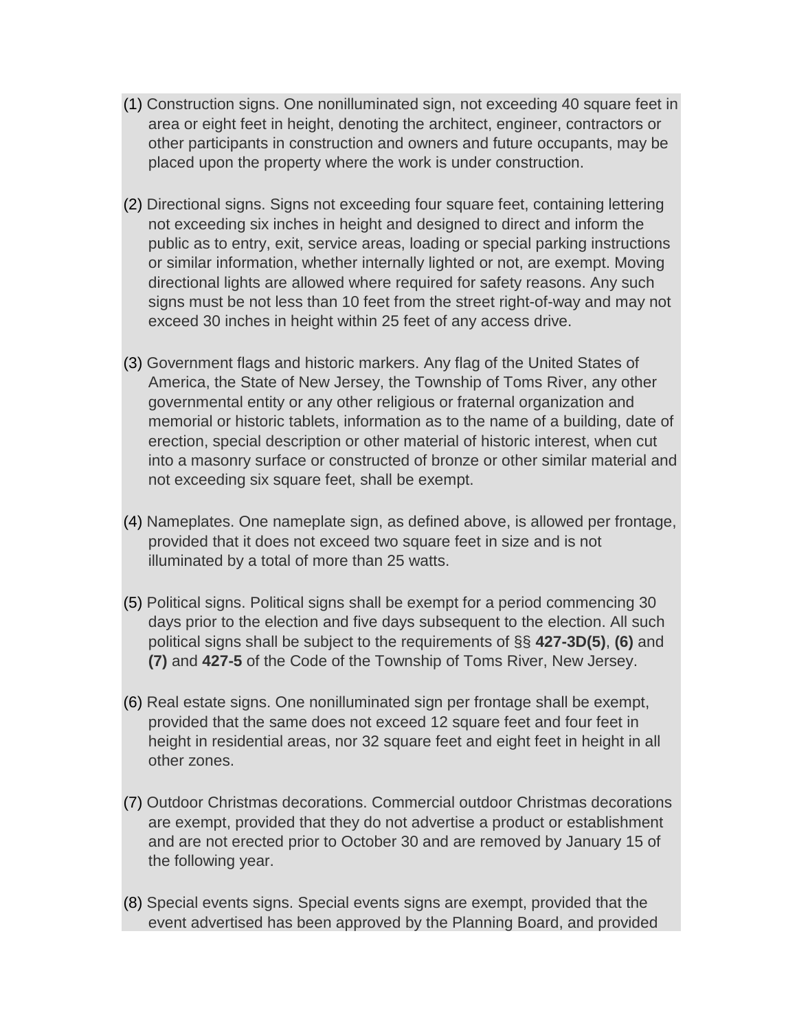(1) Construction signs. One nonilluminated sign, not exceeding 40 square feet in area or eight feet in height, denoting the architect, engineer, contractors or other participants in construction and owners and future occupants, may be placed upon the property where the work is under construction.

(2) Directional signs. Signs not exceeding four square feet, containing lettering not exceeding six inches in height and designed to direct and inform the public as to entry, exit, service areas, loading or special parking instructions or similar information, whether internally lighted or not, are exempt. Moving directional lights are allowed where required for safety reasons. Any such signs must be not less than 10 feet from the street right-of-way and may not exceed 30 inches in height within 25 feet of any access drive.

(3) Government flags and historic markers. Any flag of the United States of America, the State of New Jersey, the Township of Toms River, any other governmental entity or any other religious or fraternal organization and memorial or historic tablets, information as to the name of a building, date of erection, special description or other material of historic interest, when cut into a masonry surface or constructed of bronze or other similar material and not exceeding six square feet, shall be exempt.

(4) Nameplates. One nameplate sign, as defined above, is allowed per frontage, provided that it does not exceed two square feet in size and is not illuminated by a total of more than 25 watts.

(5) Political signs. Political signs shall be exempt for a period commencing 30 days prior to the election and five days subsequent to the election. All such political signs shall be subject to the requirements of §§ **427-3D(5)**, **(6)** and **(7)** and **427-5** of the Code of the Township of Toms River, New Jersey.

(6) Real estate signs. One nonilluminated sign per frontage shall be exempt, provided that the same does not exceed 12 square feet and four feet in height in residential areas, nor 32 square feet and eight feet in height in all other zones.

(7) Outdoor Christmas decorations. Commercial outdoor Christmas decorations are exempt, provided that they do not advertise a product or establishment and are not erected prior to October 30 and are removed by January 15 of the following year.

(8) Special events signs. Special events signs are exempt, provided that the event advertised has been approved by the Planning Board, and provided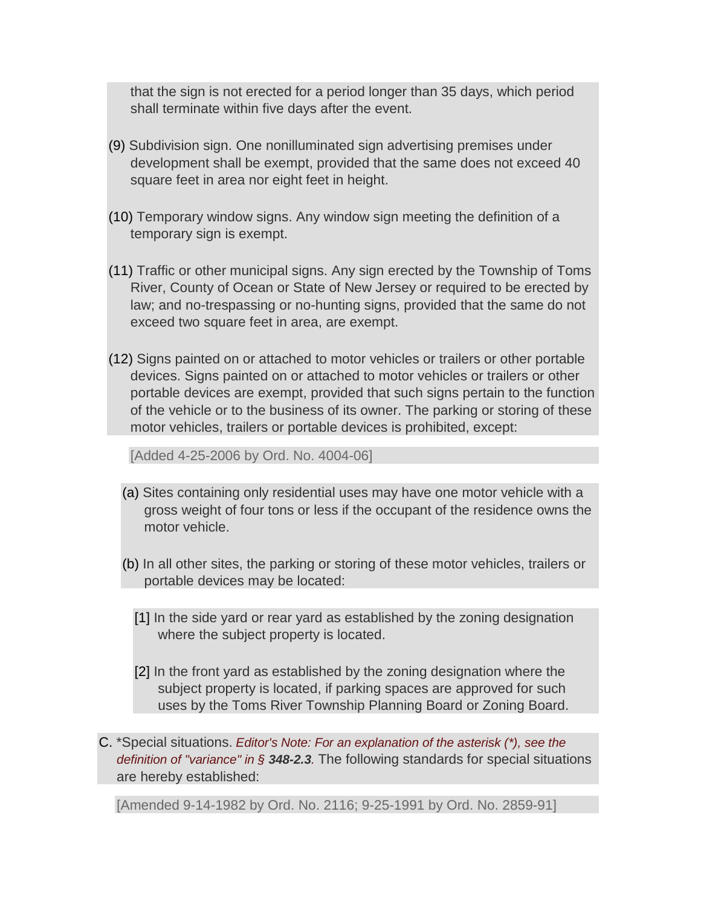that the sign is not erected for a period longer than 35 days, which period shall terminate within five days after the event.

(9) Subdivision sign. One nonilluminated sign advertising premises under development shall be exempt, provided that the same does not exceed 40 square feet in area nor eight feet in height.

(10) Temporary window signs. Any window sign meeting the definition of a temporary sign is exempt.

(11) Traffic or other municipal signs. Any sign erected by the Township of Toms River, County of Ocean or State of New Jersey or required to be erected by law; and no-trespassing or no-hunting signs, provided that the same do not exceed two square feet in area, are exempt.

(12) Signs painted on or attached to motor vehicles or trailers or other portable devices. Signs painted on or attached to motor vehicles or trailers or other portable devices are exempt, provided that such signs pertain to the function of the vehicle or to the business of its owner. The parking or storing of these motor vehicles, trailers or portable devices is prohibited, except:

[Added 4-25-2006 by Ord. No. 4004-06]

(a) Sites containing only residential uses may have one motor vehicle with a gross weight of four tons or less if the occupant of the residence owns the motor vehicle.

(b) In all other sites, the parking or storing of these motor vehicles, trailers or portable devices may be located:

[1] In the side yard or rear yard as established by the zoning designation where the subject property is located.

[2] In the front yard as established by the zoning designation where the subject property is located, if parking spaces are approved for such uses by the Toms River Township Planning Board or Zoning Board.

C. *Special situations. *Editor's Note: For an explanation of the asterisk (*), see the definition of "variance" in § **348-2.3**.* The following standards for special situations are hereby established:

[Amended 9-14-1982 by Ord. No. 2116; 9-25-1991 by Ord. No. 2859-91]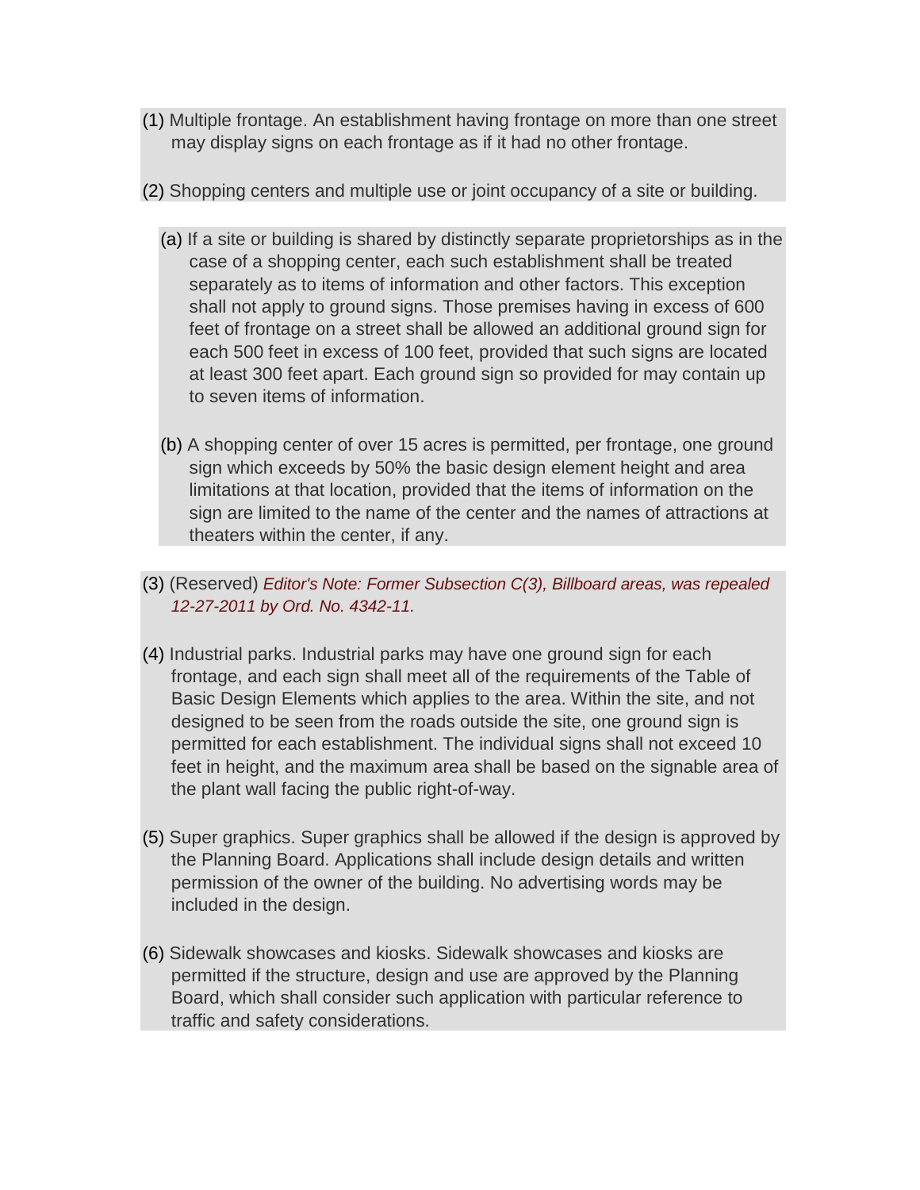(1) Multiple frontage. An establishment having frontage on more than one street may display signs on each frontage as if it had no other frontage.

(2) Shopping centers and multiple use or joint occupancy of a site or building.

(a) If a site or building is shared by distinctly separate proprietorships as in the case of a shopping center, each such establishment shall be treated separately as to items of information and other factors. This exception shall not apply to ground signs. Those premises having in excess of 600 feet of frontage on a street shall be allowed an additional ground sign for each 500 feet in excess of 100 feet, provided that such signs are located at least 300 feet apart. Each ground sign so provided for may contain up to seven items of information.

(b) A shopping center of over 15 acres is permitted, per frontage, one ground sign which exceeds by 50% the basic design element height and area limitations at that location, provided that the items of information on the sign are limited to the name of the center and the names of attractions at theaters within the center, if any.

(3) (Reserved) *Editor's Note: Former Subsection C(3), Billboard areas, was repealed 12-27-2011 by Ord. No. 4342-11.*

(4) Industrial parks. Industrial parks may have one ground sign for each frontage, and each sign shall meet all of the requirements of the Table of Basic Design Elements which applies to the area. Within the site, and not designed to be seen from the roads outside the site, one ground sign is permitted for each establishment. The individual signs shall not exceed 10 feet in height, and the maximum area shall be based on the signable area of the plant wall facing the public right-of-way.

(5) Super graphics. Super graphics shall be allowed if the design is approved by the Planning Board. Applications shall include design details and written permission of the owner of the building. No advertising words may be included in the design.

(6) Sidewalk showcases and kiosks. Sidewalk showcases and kiosks are permitted if the structure, design and use are approved by the Planning Board, which shall consider such application with particular reference to traffic and safety considerations.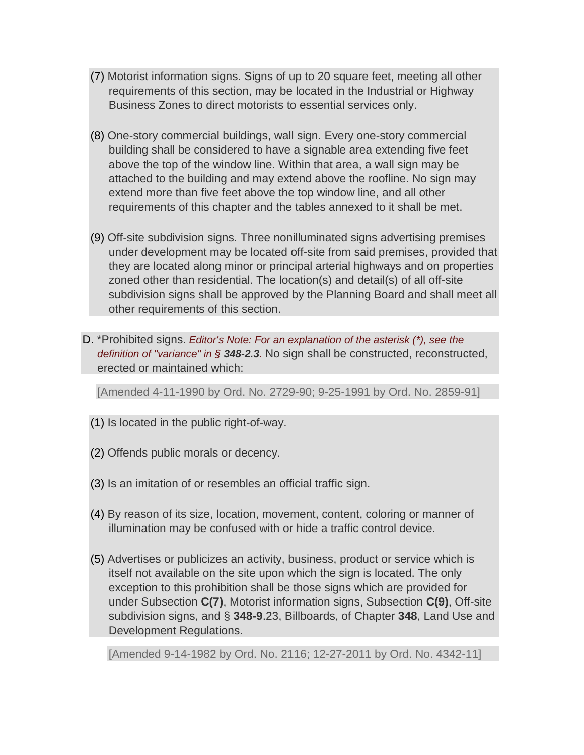(7) Motorist information signs. Signs of up to 20 square feet, meeting all other requirements of this section, may be located in the Industrial or Highway Business Zones to direct motorists to essential services only.

(8) One-story commercial buildings, wall sign. Every one-story commercial building shall be considered to have a signable area extending five feet above the top of the window line. Within that area, a wall sign may be attached to the building and may extend above the roofline. No sign may extend more than five feet above the top window line, and all other requirements of this chapter and the tables annexed to it shall be met.

(9) Off-site subdivision signs. Three nonilluminated signs advertising premises under development may be located off-site from said premises, provided that they are located along minor or principal arterial highways and on properties zoned other than residential. The location(s) and detail(s) of all off-site subdivision signs shall be approved by the Planning Board and shall meet all other requirements of this section.

D. *Prohibited signs. *Editor's Note: For an explanation of the asterisk (*), see the definition of "variance" in § **348-2.3**.* No sign shall be constructed, reconstructed, erected or maintained which:

[Amended 4-11-1990 by Ord. No. 2729-90; 9-25-1991 by Ord. No. 2859-91]

(1) Is located in the public right-of-way.

(2) Offends public morals or decency.

(3) Is an imitation of or resembles an official traffic sign.

(4) By reason of its size, location, movement, content, coloring or manner of illumination may be confused with or hide a traffic control device.

(5) Advertises or publicizes an activity, business, product or service which is itself not available on the site upon which the sign is located. The only exception to this prohibition shall be those signs which are provided for under Subsection **C(7)**, Motorist information signs, Subsection **C(9)**, Off-site subdivision signs, and § **348-9**.23, Billboards, of Chapter **348**, Land Use and Development Regulations.

[Amended 9-14-1982 by Ord. No. 2116; 12-27-2011 by Ord. No. 4342-11]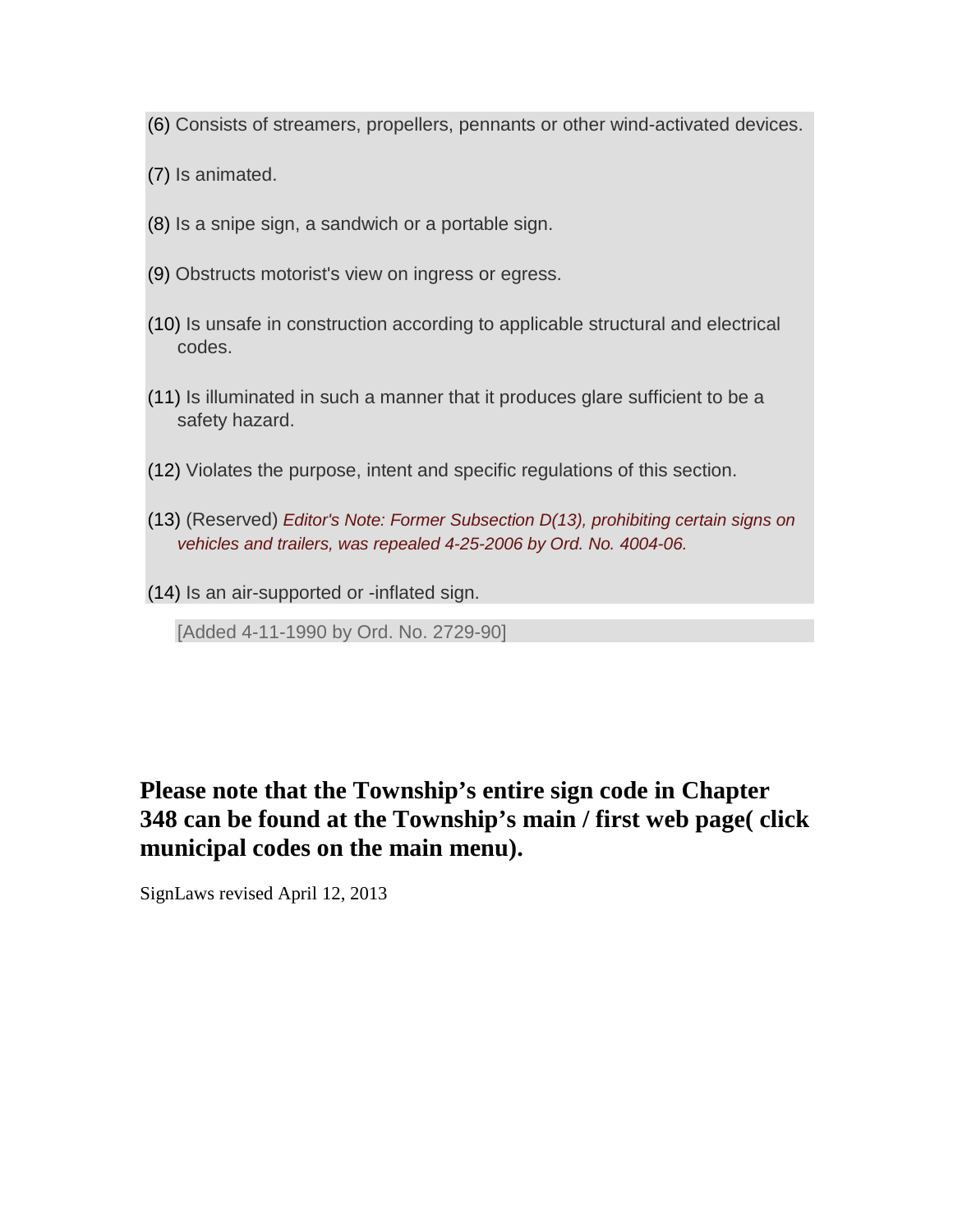(6) Consists of streamers, propellers, pennants or other wind-activated devices.

(7) Is animated.

(8) Is a snipe sign, a sandwich or a portable sign.

(9) Obstructs motorist's view on ingress or egress.

(10) Is unsafe in construction according to applicable structural and electrical codes.

(11) Is illuminated in such a manner that it produces glare sufficient to be a safety hazard.

(12) Violates the purpose, intent and specific regulations of this section.

(13) (Reserved) *Editor's Note: Former Subsection D(13), prohibiting certain signs on vehicles and trailers, was repealed 4-25-2006 by Ord. No. 4004-06.*

(14) Is an air-supported or -inflated sign.

[Added 4-11-1990 by Ord. No. 2729-90]

**Please note that the Township's entire sign code in Chapter 348 can be found at the Township's main / first web page( click municipal codes on the main menu).**

SignLaws revised April 12, 2013